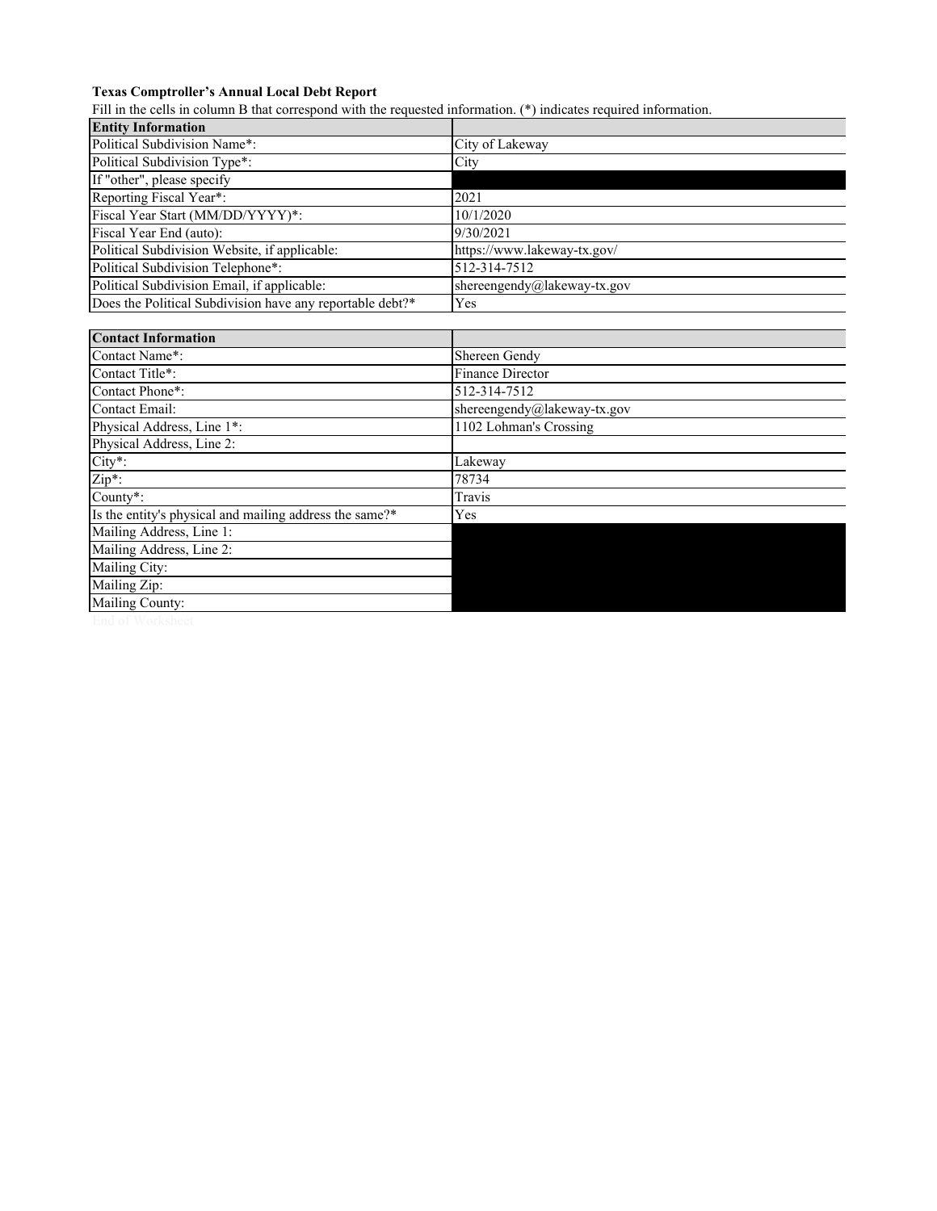**Texas Comptroller's Annual Local Debt Report**

Fill in the cells in column B that correspond with the requested information. (*) indicates required information.

| **Entity Information** | |
|---|---|
| Political Subdivision Name*: | City of Lakeway |
| Political Subdivision Type*: | City |
| If "other", please specify | |
| Reporting Fiscal Year*: | 2021 |
| Fiscal Year Start (MM/DD/YYYY)*: | 10/1/2020 |
| Fiscal Year End (auto): | 9/30/2021 |
| Political Subdivision Website, if applicable: | https://www.lakeway-tx.gov/ |
| Political Subdivision Telephone*: | 512-314-7512 |
| Political Subdivision Email, if applicable: | shereengendy@lakeway-tx.gov |
| Does the Political Subdivision have any reportable debt?* | Yes |

| **Contact Information** | |
|---|---|
| Contact Name*: | Shereen Gendy |
| Contact Title*: | Finance Director |
| Contact Phone*: | 512-314-7512 |
| Contact Email: | shereengendy@lakeway-tx.gov |
| Physical Address, Line 1*: | 1102 Lohman's Crossing |
| Physical Address, Line 2: | |
| City*: | Lakeway |
| Zip*: | 78734 |
| County*: | Travis |
| Is the entity's physical and mailing address the same?* | Yes |
| Mailing Address, Line 1: | |
| Mailing Address, Line 2: | |
| Mailing City: | |
| Mailing Zip: | |
| Mailing County: | |

End of Worksheet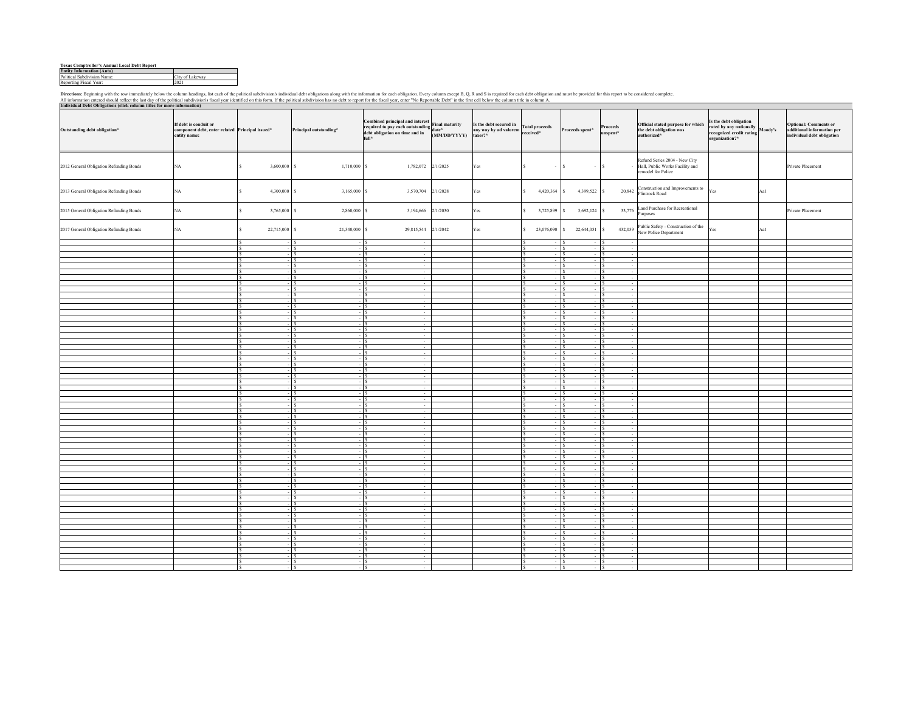**Texas Comptroller's Annual Local Debt Report**

| **Entity Information (Auto)** | |
|---|---|
| Political Subdivision Name: | City of Lakeway |
| Reporting Fiscal Year: | 2021 |

**Directions:** Beginning with the row immediately below the column headings, list each of the political subdivision's individual debt obligations along with the information for each obligation. Every column except B, Q, R and S is required for each debt obligation and must be provided for this report to be considered complete.
All information entered should reflect the last day of the political subdivision's fiscal year identified on this form. If the political subdivision has no debt to report for the fiscal year, enter "No Reportable Debt" in the first cell below the column title in column A.

**Individual Debt Obligations (click column titles for more information)**

| Outstanding debt obligation* | If debt is conduit or component debt, enter related entity name: | Principal issued* | Principal outstanding* | Combined principal and interest required to pay each outstanding debt obligation on time and in full* | Final maturity date* (MM/DD/YYYY) | Is the debt secured in any way by ad valorem taxes?* | Total proceeds received* | Proceeds spent* | Proceeds unspent* | Official stated purpose for which the debt obligation was authorized* | Is the debt obligation rated by any nationally recognized credit rating organization?* | Moody's | Optional: Comments or additional information per individual debt obligation |
|---|---|---|---|---|---|---|---|---|---|---|---|---|---|
| 2012 General Obligation Refunding Bonds | NA | $ 3,600,000 | $ 1,710,000 | $ 1,782,072 | 2/1/2025 | Yes | $ - | $ - | $ - | Refund Series 2004 - New City Hall, Public Works Facility and remodel for Police | | | Private Placement |
| 2013 General Obligation Refunding Bonds | NA | $ 4,300,000 | $ 3,165,000 | $ 3,570,704 | 2/1/2028 | Yes | $ 4,420,364 | $ 4,399,522 | $ 20,842 | Construction and Improvements to Flintrock Road | Yes | Aa1 | |
| 2015 General Obligation Refunding Bonds | NA | $ 3,765,000 | $ 2,860,000 | $ 3,194,666 | 2/1/2030 | Yes | $ 3,725,899 | $ 3,692,124 | $ 33,776 | Land Purchase for Recreational Purposes | | | Private Placement |
| 2017 General Obligation Refunding Bonds | NA | $ 22,715,000 | $ 21,340,000 | $ 29,815,544 | 2/1/2042 | Yes | $ 23,076,090 | $ 22,644,051 | $ 432,039 | Public Safety - Construction of the New Police Department | Yes | Aa1 | |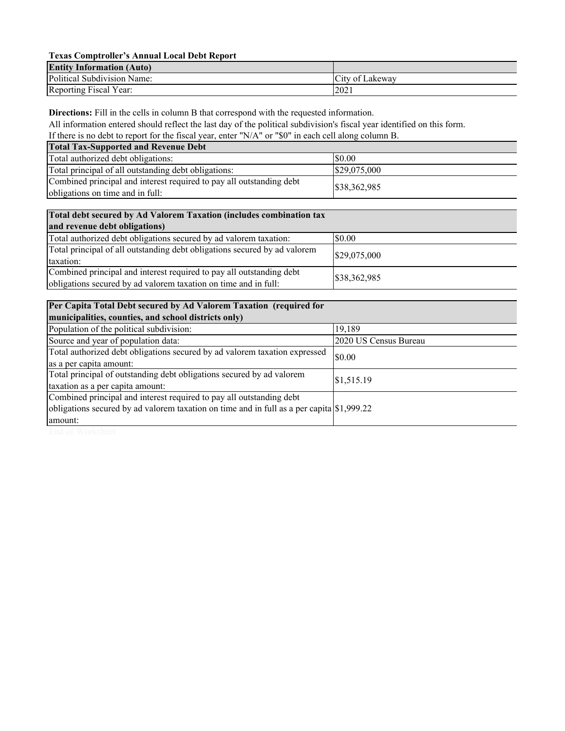**Texas Comptroller's Annual Local Debt Report**

| **Entity Information (Auto)** | |
|---|---|
| Political Subdivision Name: | City of Lakeway |
| Reporting Fiscal Year: | 2021 |

**Directions:** Fill in the cells in column B that correspond with the requested information.
All information entered should reflect the last day of the political subdivision's fiscal year identified on this form.
If there is no debt to report for the fiscal year, enter "N/A" or "$0" in each cell along column B.

| **Total Tax-Supported and Revenue Debt** | |
|---|---|
| Total authorized debt obligations: | $0.00 |
| Total principal of all outstanding debt obligations: | $29,075,000 |
| Combined principal and interest required to pay all outstanding debt obligations on time and in full: | $38,362,985 |

| **Total debt secured by Ad Valorem Taxation (includes combination tax and revenue debt obligations)** | |
|---|---|
| Total authorized debt obligations secured by ad valorem taxation: | $0.00 |
| Total principal of all outstanding debt obligations secured by ad valorem taxation: | $29,075,000 |
| Combined principal and interest required to pay all outstanding debt obligations secured by ad valorem taxation on time and in full: | $38,362,985 |

| **Per Capita Total Debt secured by Ad Valorem Taxation (required for municipalities, counties, and school districts only)** | |
|---|---|
| Population of the political subdivision: | 19,189 |
| Source and year of population data: | 2020 US Census Bureau |
| Total authorized debt obligations secured by ad valorem taxation expressed as a per capita amount: | $0.00 |
| Total principal of outstanding debt obligations secured by ad valorem taxation as a per capita amount: | $1,515.19 |
| Combined principal and interest required to pay all outstanding debt obligations secured by ad valorem taxation on time and in full as a per capita amount: | $1,999.22 |

End of Worksheet